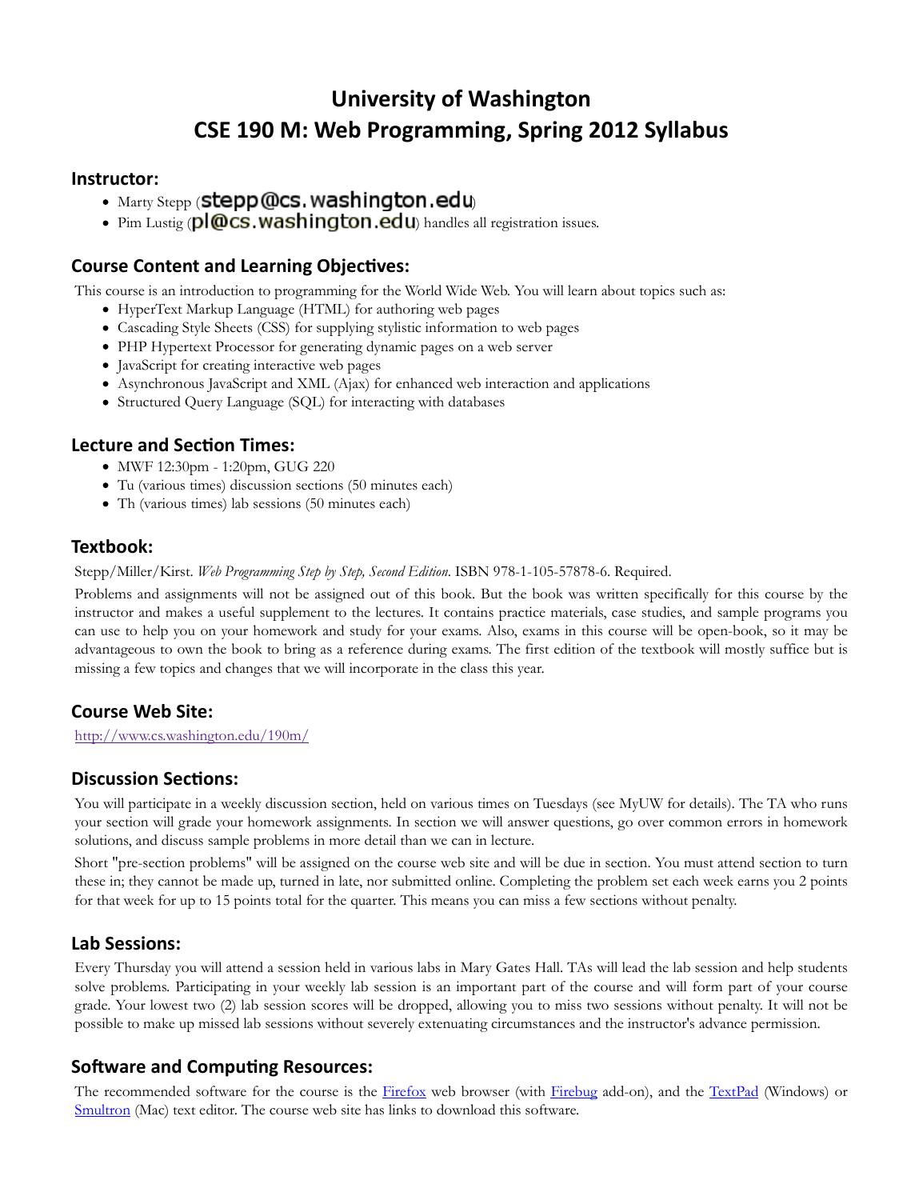# University of Washington
# CSE 190 M: Web Programming, Spring 2012 Syllabus

## Instructor:

- Marty Stepp (stepp@cs.washington.edu)
- Pim Lustig (pl@cs.washington.edu) handles all registration issues.

## Course Content and Learning Objectives:

This course is an introduction to programming for the World Wide Web. You will learn about topics such as:

- HyperText Markup Language (HTML) for authoring web pages
- Cascading Style Sheets (CSS) for supplying stylistic information to web pages
- PHP Hypertext Processor for generating dynamic pages on a web server
- JavaScript for creating interactive web pages
- Asynchronous JavaScript and XML (Ajax) for enhanced web interaction and applications
- Structured Query Language (SQL) for interacting with databases

## Lecture and Section Times:

- MWF 12:30pm - 1:20pm, GUG 220
- Tu (various times) discussion sections (50 minutes each)
- Th (various times) lab sessions (50 minutes each)

## Textbook:

Stepp/Miller/Kirst. *Web Programming Step by Step, Second Edition*. ISBN 978-1-105-57878-6. Required.

Problems and assignments will not be assigned out of this book. But the book was written specifically for this course by the instructor and makes a useful supplement to the lectures. It contains practice materials, case studies, and sample programs you can use to help you on your homework and study for your exams. Also, exams in this course will be open-book, so it may be advantageous to own the book to bring as a reference during exams. The first edition of the textbook will mostly suffice but is missing a few topics and changes that we will incorporate in the class this year.

## Course Web Site:

[http://www.cs.washington.edu/190m/](http://www.cs.washington.edu/190m/)

## Discussion Sections:

You will participate in a weekly discussion section, held on various times on Tuesdays (see MyUW for details). The TA who runs your section will grade your homework assignments. In section we will answer questions, go over common errors in homework solutions, and discuss sample problems in more detail than we can in lecture.

Short "pre-section problems" will be assigned on the course web site and will be due in section. You must attend section to turn these in; they cannot be made up, turned in late, nor submitted online. Completing the problem set each week earns you 2 points for that week for up to 15 points total for the quarter. This means you can miss a few sections without penalty.

## Lab Sessions:

Every Thursday you will attend a session held in various labs in Mary Gates Hall. TAs will lead the lab session and help students solve problems. Participating in your weekly lab session is an important part of the course and will form part of your course grade. Your lowest two (2) lab session scores will be dropped, allowing you to miss two sessions without penalty. It will not be possible to make up missed lab sessions without severely extenuating circumstances and the instructor's advance permission.

## Software and Computing Resources:

The recommended software for the course is the [Firefox](#) web browser (with [Firebug](#) add-on), and the [TextPad](#) (Windows) or [Smultron](#) (Mac) text editor. The course web site has links to download this software.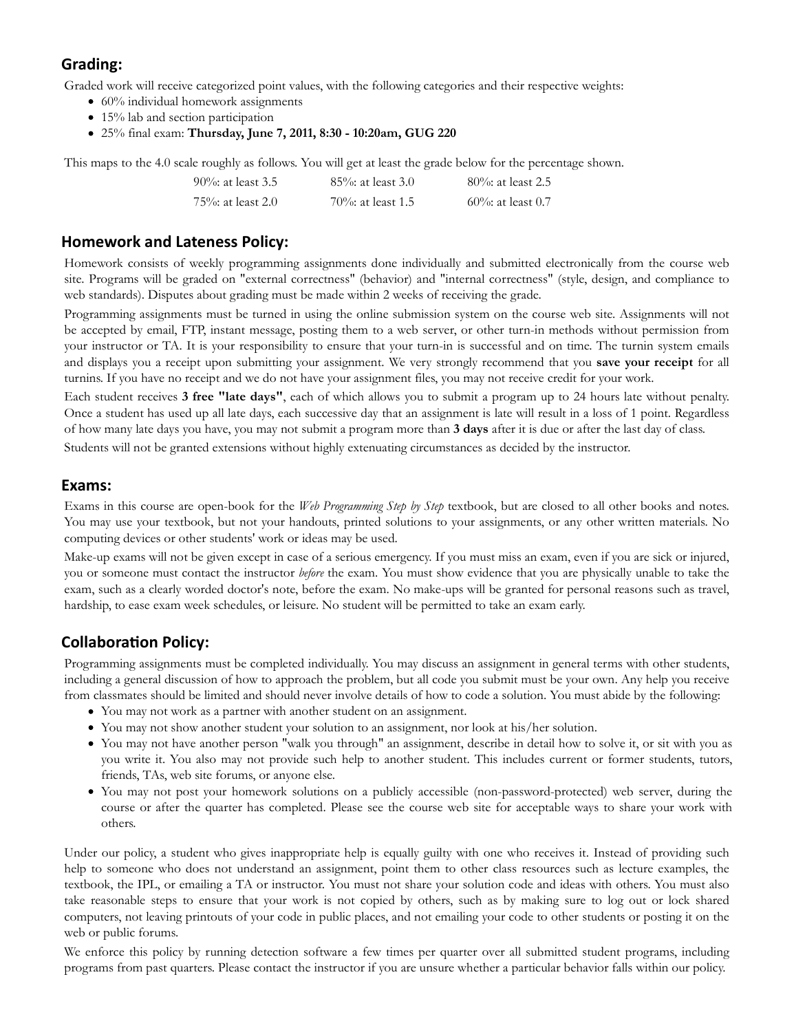## Grading:

Graded work will receive categorized point values, with the following categories and their respective weights:

- 60% individual homework assignments
- 15% lab and section participation
- 25% final exam: **Thursday, June 7, 2011, 8:30 - 10:20am, GUG 220**

This maps to the 4.0 scale roughly as follows. You will get at least the grade below for the percentage shown.

| | | |
|---|---|---|
| 90%: at least 3.5 | 85%: at least 3.0 | 80%: at least 2.5 |
| 75%: at least 2.0 | 70%: at least 1.5 | 60%: at least 0.7 |

## Homework and Lateness Policy:

Homework consists of weekly programming assignments done individually and submitted electronically from the course web site. Programs will be graded on "external correctness" (behavior) and "internal correctness" (style, design, and compliance to web standards). Disputes about grading must be made within 2 weeks of receiving the grade.

Programming assignments must be turned in using the online submission system on the course web site. Assignments will not be accepted by email, FTP, instant message, posting them to a web server, or other turn-in methods without permission from your instructor or TA. It is your responsibility to ensure that your turn-in is successful and on time. The turnin system emails and displays you a receipt upon submitting your assignment. We very strongly recommend that you **save your receipt** for all turnins. If you have no receipt and we do not have your assignment files, you may not receive credit for your work.

Each student receives **3 free "late days"**, each of which allows you to submit a program up to 24 hours late without penalty. Once a student has used up all late days, each successive day that an assignment is late will result in a loss of 1 point. Regardless of how many late days you have, you may not submit a program more than **3 days** after it is due or after the last day of class.

Students will not be granted extensions without highly extenuating circumstances as decided by the instructor.

## Exams:

Exams in this course are open-book for the *Web Programming Step by Step* textbook, but are closed to all other books and notes. You may use your textbook, but not your handouts, printed solutions to your assignments, or any other written materials. No computing devices or other students' work or ideas may be used.

Make-up exams will not be given except in case of a serious emergency. If you must miss an exam, even if you are sick or injured, you or someone must contact the instructor *before* the exam. You must show evidence that you are physically unable to take the exam, such as a clearly worded doctor's note, before the exam. No make-ups will be granted for personal reasons such as travel, hardship, to ease exam week schedules, or leisure. No student will be permitted to take an exam early.

## Collaboration Policy:

Programming assignments must be completed individually. You may discuss an assignment in general terms with other students, including a general discussion of how to approach the problem, but all code you submit must be your own. Any help you receive from classmates should be limited and should never involve details of how to code a solution. You must abide by the following:

- You may not work as a partner with another student on an assignment.
- You may not show another student your solution to an assignment, nor look at his/her solution.
- You may not have another person "walk you through" an assignment, describe in detail how to solve it, or sit with you as you write it. You also may not provide such help to another student. This includes current or former students, tutors, friends, TAs, web site forums, or anyone else.
- You may not post your homework solutions on a publicly accessible (non-password-protected) web server, during the course or after the quarter has completed. Please see the course web site for acceptable ways to share your work with others.

Under our policy, a student who gives inappropriate help is equally guilty with one who receives it. Instead of providing such help to someone who does not understand an assignment, point them to other class resources such as lecture examples, the textbook, the IPL, or emailing a TA or instructor. You must not share your solution code and ideas with others. You must also take reasonable steps to ensure that your work is not copied by others, such as by making sure to log out or lock shared computers, not leaving printouts of your code in public places, and not emailing your code to other students or posting it on the web or public forums.

We enforce this policy by running detection software a few times per quarter over all submitted student programs, including programs from past quarters. Please contact the instructor if you are unsure whether a particular behavior falls within our policy.